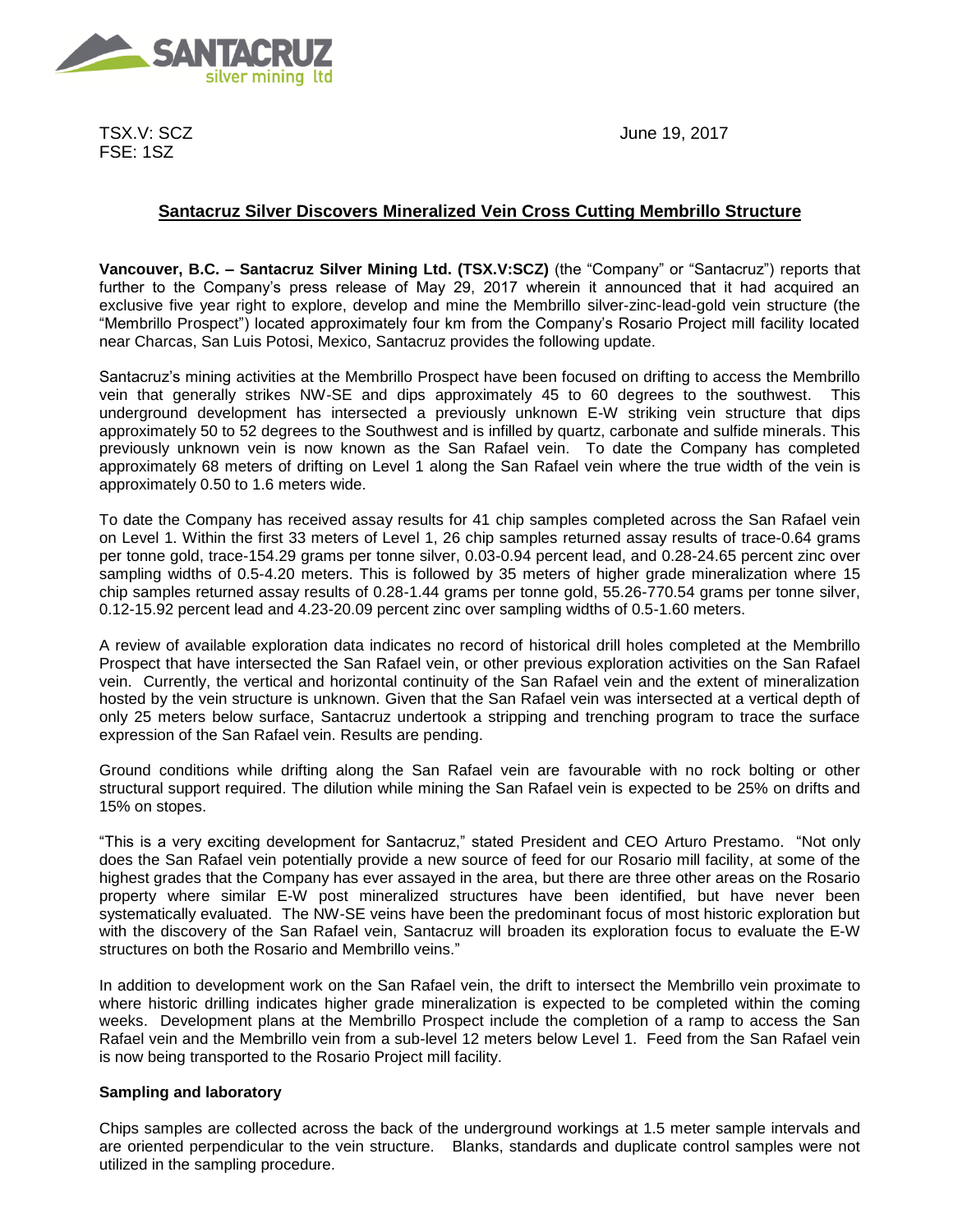TSX.V: SCZ
FSE: 1SZ

June 19, 2017

## Santacruz Silver Discovers Mineralized Vein Cross Cutting Membrillo Structure

**Vancouver, B.C. – Santacruz Silver Mining Ltd. (TSX.V:SCZ)** (the "Company" or "Santacruz") reports that further to the Company's press release of May 29, 2017 wherein it announced that it had acquired an exclusive five year right to explore, develop and mine the Membrillo silver-zinc-lead-gold vein structure (the "Membrillo Prospect") located approximately four km from the Company's Rosario Project mill facility located near Charcas, San Luis Potosi, Mexico, Santacruz provides the following update.

Santacruz's mining activities at the Membrillo Prospect have been focused on drifting to access the Membrillo vein that generally strikes NW-SE and dips approximately 45 to 60 degrees to the southwest. This underground development has intersected a previously unknown E-W striking vein structure that dips approximately 50 to 52 degrees to the Southwest and is infilled by quartz, carbonate and sulfide minerals. This previously unknown vein is now known as the San Rafael vein. To date the Company has completed approximately 68 meters of drifting on Level 1 along the San Rafael vein where the true width of the vein is approximately 0.50 to 1.6 meters wide.

To date the Company has received assay results for 41 chip samples completed across the San Rafael vein on Level 1. Within the first 33 meters of Level 1, 26 chip samples returned assay results of trace-0.64 grams per tonne gold, trace-154.29 grams per tonne silver, 0.03-0.94 percent lead, and 0.28-24.65 percent zinc over sampling widths of 0.5-4.20 meters. This is followed by 35 meters of higher grade mineralization where 15 chip samples returned assay results of 0.28-1.44 grams per tonne gold, 55.26-770.54 grams per tonne silver, 0.12-15.92 percent lead and 4.23-20.09 percent zinc over sampling widths of 0.5-1.60 meters.

A review of available exploration data indicates no record of historical drill holes completed at the Membrillo Prospect that have intersected the San Rafael vein, or other previous exploration activities on the San Rafael vein. Currently, the vertical and horizontal continuity of the San Rafael vein and the extent of mineralization hosted by the vein structure is unknown. Given that the San Rafael vein was intersected at a vertical depth of only 25 meters below surface, Santacruz undertook a stripping and trenching program to trace the surface expression of the San Rafael vein. Results are pending.

Ground conditions while drifting along the San Rafael vein are favourable with no rock bolting or other structural support required. The dilution while mining the San Rafael vein is expected to be 25% on drifts and 15% on stopes.

"This is a very exciting development for Santacruz," stated President and CEO Arturo Prestamo. "Not only does the San Rafael vein potentially provide a new source of feed for our Rosario mill facility, at some of the highest grades that the Company has ever assayed in the area, but there are three other areas on the Rosario property where similar E-W post mineralized structures have been identified, but have never been systematically evaluated. The NW-SE veins have been the predominant focus of most historic exploration but with the discovery of the San Rafael vein, Santacruz will broaden its exploration focus to evaluate the E-W structures on both the Rosario and Membrillo veins."

In addition to development work on the San Rafael vein, the drift to intersect the Membrillo vein proximate to where historic drilling indicates higher grade mineralization is expected to be completed within the coming weeks. Development plans at the Membrillo Prospect include the completion of a ramp to access the San Rafael vein and the Membrillo vein from a sub-level 12 meters below Level 1. Feed from the San Rafael vein is now being transported to the Rosario Project mill facility.

**Sampling and laboratory**

Chips samples are collected across the back of the underground workings at 1.5 meter sample intervals and are oriented perpendicular to the vein structure. Blanks, standards and duplicate control samples were not utilized in the sampling procedure.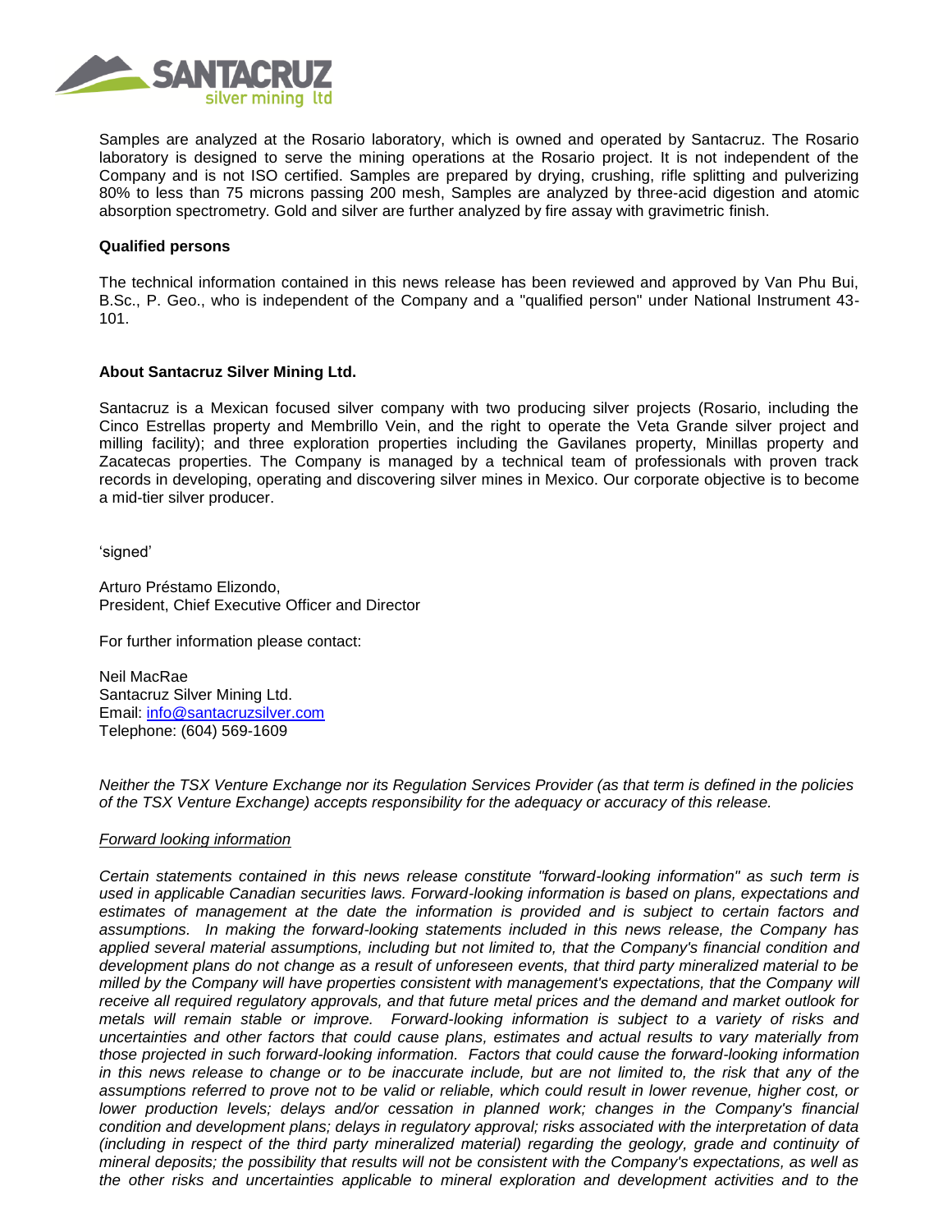Samples are analyzed at the Rosario laboratory, which is owned and operated by Santacruz. The Rosario laboratory is designed to serve the mining operations at the Rosario project. It is not independent of the Company and is not ISO certified. Samples are prepared by drying, crushing, rifle splitting and pulverizing 80% to less than 75 microns passing 200 mesh, Samples are analyzed by three-acid digestion and atomic absorption spectrometry. Gold and silver are further analyzed by fire assay with gravimetric finish.

**Qualified persons**

The technical information contained in this news release has been reviewed and approved by Van Phu Bui, B.Sc., P. Geo., who is independent of the Company and a "qualified person" under National Instrument 43-101.

**About Santacruz Silver Mining Ltd.**

Santacruz is a Mexican focused silver company with two producing silver projects (Rosario, including the Cinco Estrellas property and Membrillo Vein, and the right to operate the Veta Grande silver project and milling facility); and three exploration properties including the Gavilanes property, Minillas property and Zacatecas properties. The Company is managed by a technical team of professionals with proven track records in developing, operating and discovering silver mines in Mexico. Our corporate objective is to become a mid-tier silver producer.

'signed'

Arturo Préstamo Elizondo,
President, Chief Executive Officer and Director

For further information please contact:

Neil MacRae
Santacruz Silver Mining Ltd.
Email: info@santacruzsilver.com
Telephone: (604) 569-1609

*Neither the TSX Venture Exchange nor its Regulation Services Provider (as that term is defined in the policies of the TSX Venture Exchange) accepts responsibility for the adequacy or accuracy of this release.*

*Forward looking information*

*Certain statements contained in this news release constitute "forward-looking information" as such term is used in applicable Canadian securities laws. Forward-looking information is based on plans, expectations and estimates of management at the date the information is provided and is subject to certain factors and assumptions. In making the forward-looking statements included in this news release, the Company has applied several material assumptions, including but not limited to, that the Company's financial condition and development plans do not change as a result of unforeseen events, that third party mineralized material to be milled by the Company will have properties consistent with management's expectations, that the Company will receive all required regulatory approvals, and that future metal prices and the demand and market outlook for metals will remain stable or improve. Forward-looking information is subject to a variety of risks and uncertainties and other factors that could cause plans, estimates and actual results to vary materially from those projected in such forward-looking information. Factors that could cause the forward-looking information in this news release to change or to be inaccurate include, but are not limited to, the risk that any of the assumptions referred to prove not to be valid or reliable, which could result in lower revenue, higher cost, or lower production levels; delays and/or cessation in planned work; changes in the Company's financial condition and development plans; delays in regulatory approval; risks associated with the interpretation of data (including in respect of the third party mineralized material) regarding the geology, grade and continuity of mineral deposits; the possibility that results will not be consistent with the Company's expectations, as well as the other risks and uncertainties applicable to mineral exploration and development activities and to the*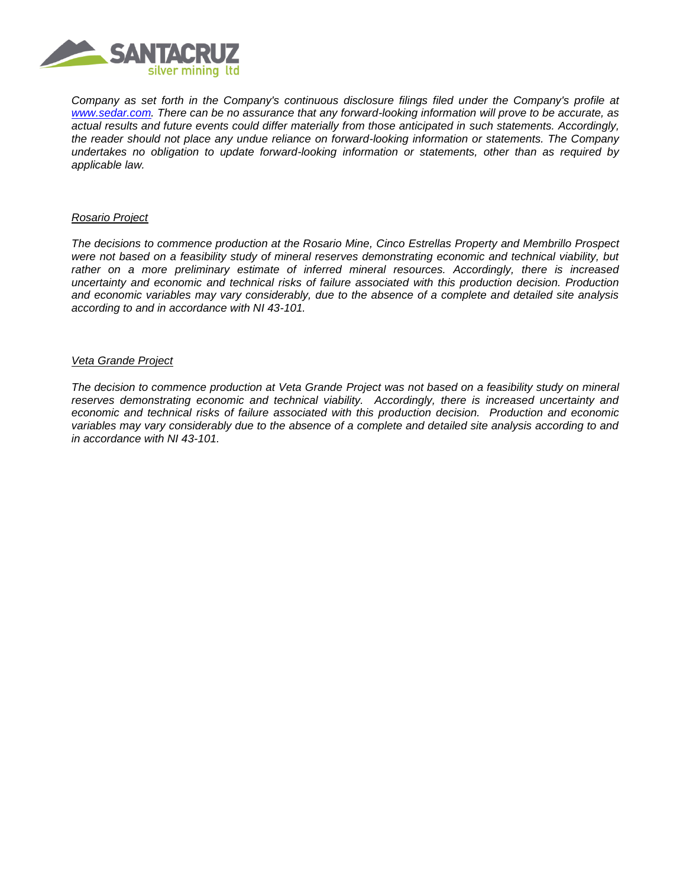*Company as set forth in the Company's continuous disclosure filings filed under the Company's profile at [www.sedar.com](http://www.sedar.com). There can be no assurance that any forward-looking information will prove to be accurate, as actual results and future events could differ materially from those anticipated in such statements. Accordingly, the reader should not place any undue reliance on forward-looking information or statements. The Company undertakes no obligation to update forward-looking information or statements, other than as required by applicable law.*

*Rosario Project*

*The decisions to commence production at the Rosario Mine, Cinco Estrellas Property and Membrillo Prospect were not based on a feasibility study of mineral reserves demonstrating economic and technical viability, but rather on a more preliminary estimate of inferred mineral resources. Accordingly, there is increased uncertainty and economic and technical risks of failure associated with this production decision. Production and economic variables may vary considerably, due to the absence of a complete and detailed site analysis according to and in accordance with NI 43-101.*

*Veta Grande Project*

*The decision to commence production at Veta Grande Project was not based on a feasibility study on mineral reserves demonstrating economic and technical viability. Accordingly, there is increased uncertainty and economic and technical risks of failure associated with this production decision. Production and economic variables may vary considerably due to the absence of a complete and detailed site analysis according to and in accordance with NI 43-101.*